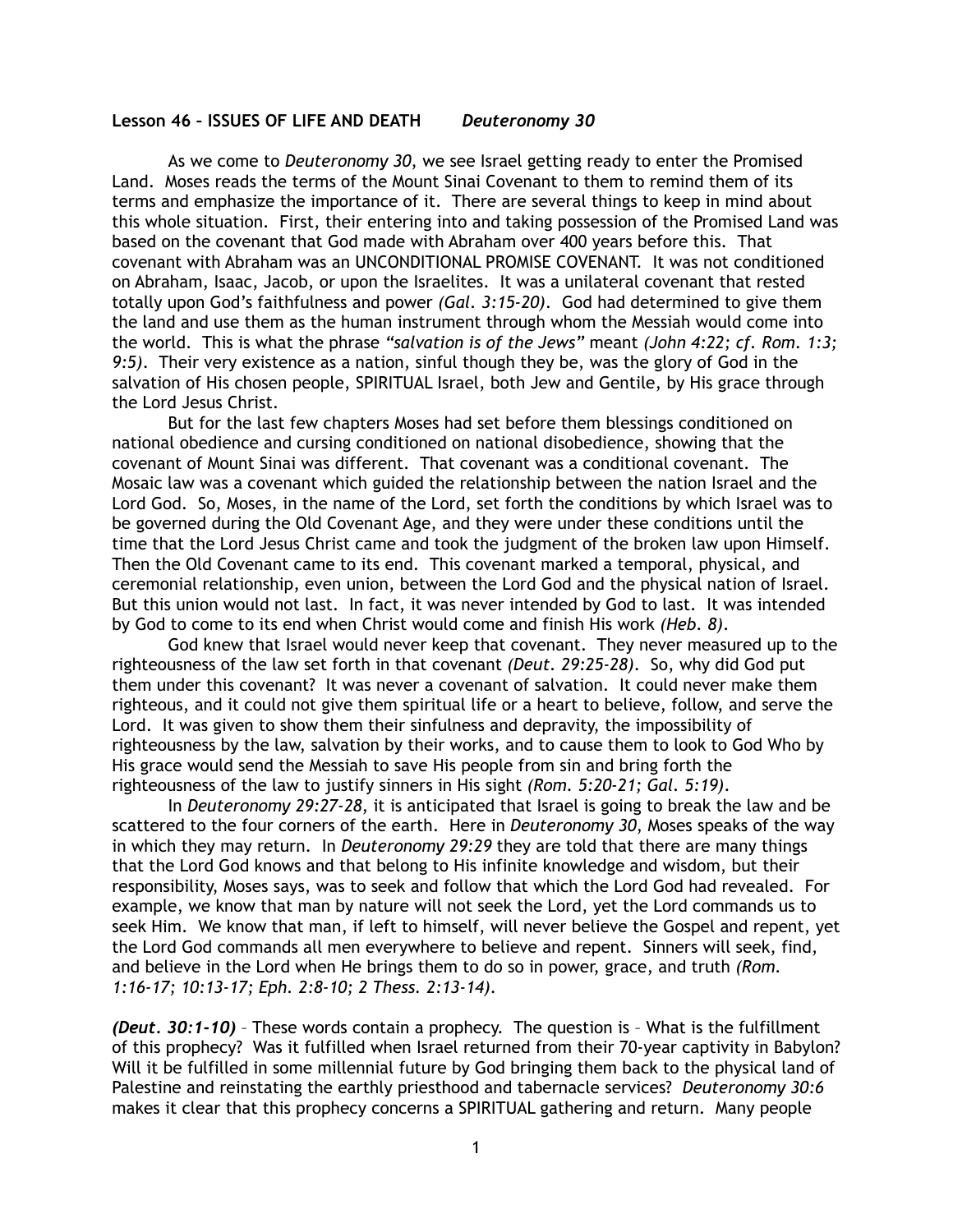**Lesson 46 – ISSUES OF LIFE AND DEATH** *Deuteronomy 30*

As we come to *Deuteronomy 30,* we see Israel getting ready to enter the Promised Land. Moses reads the terms of the Mount Sinai Covenant to them to remind them of its terms and emphasize the importance of it. There are several things to keep in mind about this whole situation. First, their entering into and taking possession of the Promised Land was based on the covenant that God made with Abraham over 400 years before this. That covenant with Abraham was an UNCONDITIONAL PROMISE COVENANT. It was not conditioned on Abraham, Isaac, Jacob, or upon the Israelites. It was a unilateral covenant that rested totally upon God's faithfulness and power *(Gal. 3:15-20)*. God had determined to give them the land and use them as the human instrument through whom the Messiah would come into the world. This is what the phrase *"salvation is of the Jews"* meant *(John 4:22; cf. Rom. 1:3; 9:5)*. Their very existence as a nation, sinful though they be, was the glory of God in the salvation of His chosen people, SPIRITUAL Israel, both Jew and Gentile, by His grace through the Lord Jesus Christ.

But for the last few chapters Moses had set before them blessings conditioned on national obedience and cursing conditioned on national disobedience, showing that the covenant of Mount Sinai was different. That covenant was a conditional covenant. The Mosaic law was a covenant which guided the relationship between the nation Israel and the Lord God. So, Moses, in the name of the Lord, set forth the conditions by which Israel was to be governed during the Old Covenant Age, and they were under these conditions until the time that the Lord Jesus Christ came and took the judgment of the broken law upon Himself. Then the Old Covenant came to its end. This covenant marked a temporal, physical, and ceremonial relationship, even union, between the Lord God and the physical nation of Israel. But this union would not last. In fact, it was never intended by God to last. It was intended by God to come to its end when Christ would come and finish His work *(Heb. 8)*.

God knew that Israel would never keep that covenant. They never measured up to the righteousness of the law set forth in that covenant *(Deut. 29:25-28)*. So, why did God put them under this covenant? It was never a covenant of salvation. It could never make them righteous, and it could not give them spiritual life or a heart to believe, follow, and serve the Lord. It was given to show them their sinfulness and depravity, the impossibility of righteousness by the law, salvation by their works, and to cause them to look to God Who by His grace would send the Messiah to save His people from sin and bring forth the righteousness of the law to justify sinners in His sight *(Rom. 5:20-21; Gal. 5:19)*.

In *Deuteronomy 29:27-28*, it is anticipated that Israel is going to break the law and be scattered to the four corners of the earth. Here in *Deuteronomy 30,* Moses speaks of the way in which they may return. In *Deuteronomy 29:29* they are told that there are many things that the Lord God knows and that belong to His infinite knowledge and wisdom, but their responsibility, Moses says, was to seek and follow that which the Lord God had revealed. For example, we know that man by nature will not seek the Lord, yet the Lord commands us to seek Him. We know that man, if left to himself, will never believe the Gospel and repent, yet the Lord God commands all men everywhere to believe and repent. Sinners will seek, find, and believe in the Lord when He brings them to do so in power, grace, and truth *(Rom. 1:16-17; 10:13-17; Eph. 2:8-10; 2 Thess. 2:13-14)*.

***(Deut. 30:1-10)*** – These words contain a prophecy. The question is – What is the fulfillment of this prophecy? Was it fulfilled when Israel returned from their 70-year captivity in Babylon? Will it be fulfilled in some millennial future by God bringing them back to the physical land of Palestine and reinstating the earthly priesthood and tabernacle services? *Deuteronomy 30:6* makes it clear that this prophecy concerns a SPIRITUAL gathering and return. Many people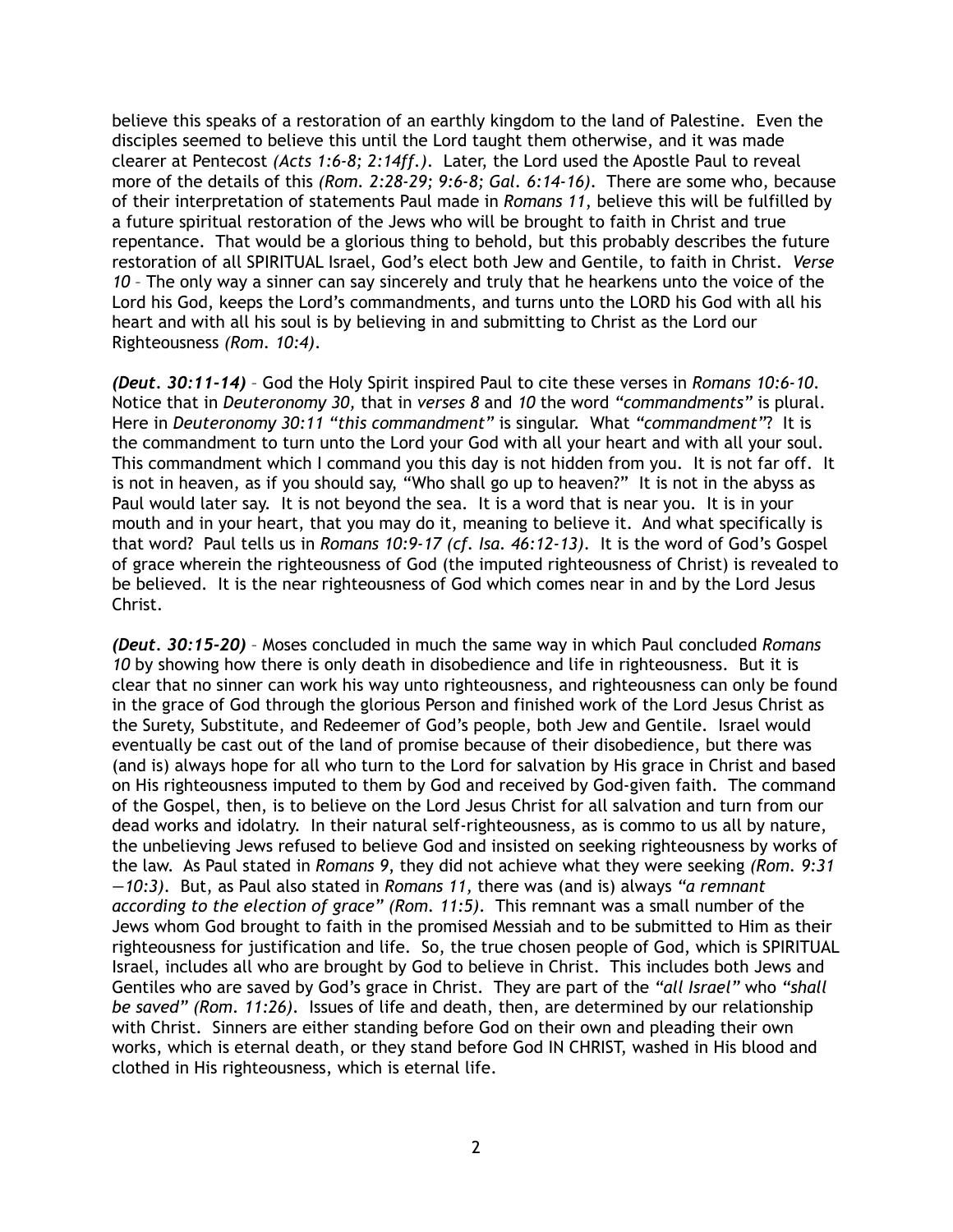believe this speaks of a restoration of an earthly kingdom to the land of Palestine. Even the disciples seemed to believe this until the Lord taught them otherwise, and it was made clearer at Pentecost *(Acts 1:6-8; 2:14ff.)*. Later, the Lord used the Apostle Paul to reveal more of the details of this *(Rom. 2:28-29; 9:6-8; Gal. 6:14-16)*. There are some who, because of their interpretation of statements Paul made in *Romans 11,* believe this will be fulfilled by a future spiritual restoration of the Jews who will be brought to faith in Christ and true repentance. That would be a glorious thing to behold, but this probably describes the future restoration of all SPIRITUAL Israel, God's elect both Jew and Gentile, to faith in Christ. *Verse 10* – The only way a sinner can say sincerely and truly that he hearkens unto the voice of the Lord his God, keeps the Lord's commandments, and turns unto the LORD his God with all his heart and with all his soul is by believing in and submitting to Christ as the Lord our Righteousness *(Rom. 10:4)*.

***(Deut. 30:11-14)*** – God the Holy Spirit inspired Paul to cite these verses in *Romans 10:6-10*. Notice that in *Deuteronomy 30,* that in *verses 8* and *10* the word *"commandments"* is plural. Here in *Deuteronomy 30:11 "this commandment"* is singular. What *"commandment"*? It is the commandment to turn unto the Lord your God with all your heart and with all your soul. This commandment which I command you this day is not hidden from you. It is not far off. It is not in heaven, as if you should say, "Who shall go up to heaven?" It is not in the abyss as Paul would later say. It is not beyond the sea. It is a word that is near you. It is in your mouth and in your heart, that you may do it, meaning to believe it. And what specifically is that word? Paul tells us in *Romans 10:9-17 (cf. Isa. 46:12-13)*. It is the word of God's Gospel of grace wherein the righteousness of God (the imputed righteousness of Christ) is revealed to be believed. It is the near righteousness of God which comes near in and by the Lord Jesus Christ.

***(Deut. 30:15-20)*** – Moses concluded in much the same way in which Paul concluded *Romans 10* by showing how there is only death in disobedience and life in righteousness. But it is clear that no sinner can work his way unto righteousness, and righteousness can only be found in the grace of God through the glorious Person and finished work of the Lord Jesus Christ as the Surety, Substitute, and Redeemer of God's people, both Jew and Gentile. Israel would eventually be cast out of the land of promise because of their disobedience, but there was (and is) always hope for all who turn to the Lord for salvation by His grace in Christ and based on His righteousness imputed to them by God and received by God-given faith. The command of the Gospel, then, is to believe on the Lord Jesus Christ for all salvation and turn from our dead works and idolatry. In their natural self-righteousness, as is commo to us all by nature, the unbelieving Jews refused to believe God and insisted on seeking righteousness by works of the law. As Paul stated in *Romans 9,* they did not achieve what they were seeking *(Rom. 9:31—10:3)*. But, as Paul also stated in *Romans 11,* there was (and is) always *"a remnant according to the election of grace" (Rom. 11:5)*. This remnant was a small number of the Jews whom God brought to faith in the promised Messiah and to be submitted to Him as their righteousness for justification and life. So, the true chosen people of God, which is SPIRITUAL Israel, includes all who are brought by God to believe in Christ. This includes both Jews and Gentiles who are saved by God's grace in Christ. They are part of the *"all Israel"* who *"shall be saved" (Rom. 11:26)*. Issues of life and death, then, are determined by our relationship with Christ. Sinners are either standing before God on their own and pleading their own works, which is eternal death, or they stand before God IN CHRIST, washed in His blood and clothed in His righteousness, which is eternal life.